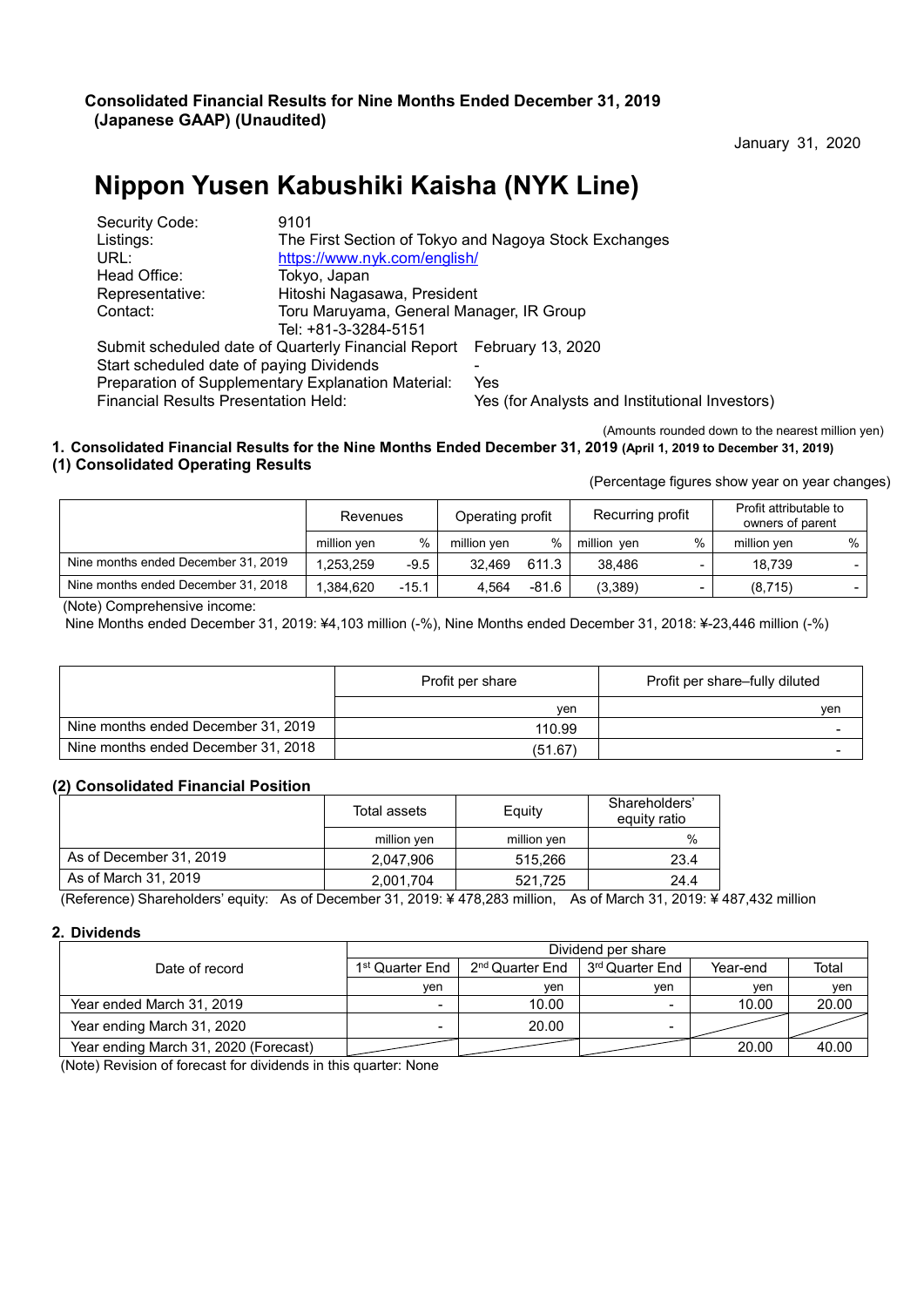**Consolidated Financial Results for Nine Months Ended December 31, 2019**
**(Japanese GAAP) (Unaudited)**

January 31, 2020

# Nippon Yusen Kabushiki Kaisha (NYK Line)

| | |
|---|---|
| Security Code: | 9101 |
| Listings: | The First Section of Tokyo and Nagoya Stock Exchanges |
| URL: | https://www.nyk.com/english/ |
| Head Office: | Tokyo, Japan |
| Representative: | Hitoshi Nagasawa, President |
| Contact: | Toru Maruyama, General Manager, IR Group<br>Tel: +81-3-3284-5151 |

| | |
|---|---|
| Submit scheduled date of Quarterly Financial Report | February 13, 2020 |
| Start scheduled date of paying Dividends | - |
| Preparation of Supplementary Explanation Material: | Yes |
| Financial Results Presentation Held: | Yes (for Analysts and Institutional Investors) |

(Amounts rounded down to the nearest million yen)

## 1. Consolidated Financial Results for the Nine Months Ended December 31, 2019 (April 1, 2019 to December 31, 2019)

### (1) Consolidated Operating Results

(Percentage figures show year on year changes)

| | Revenues | | Operating profit | | Recurring profit | | Profit attributable to owners of parent | |
|---|---|---|---|---|---|---|---|---|
| | million yen | % | million yen | % | million yen | % | million yen | % |
| Nine months ended December 31, 2019 | 1,253,259 | -9.5 | 32,469 | 611.3 | 38,486 | - | 18,739 | - |
| Nine months ended December 31, 2018 | 1,384,620 | -15.1 | 4,564 | -81.6 | (3,389) | - | (8,715) | - |

(Note) Comprehensive income:
Nine Months ended December 31, 2019: ¥4,103 million (-%), Nine Months ended December 31, 2018: ¥-23,446 million (-%)

| | Profit per share | Profit per share–fully diluted |
|---|---|---|
| | yen | yen |
| Nine months ended December 31, 2019 | 110.99 | - |
| Nine months ended December 31, 2018 | (51.67) | - |

### (2) Consolidated Financial Position

| | Total assets | Equity | Shareholders' equity ratio |
|---|---|---|---|
| | million yen | million yen | % |
| As of December 31, 2019 | 2,047,906 | 515,266 | 23.4 |
| As of March 31, 2019 | 2,001,704 | 521,725 | 24.4 |

(Reference) Shareholders' equity: As of December 31, 2019: ¥ 478,283 million, As of March 31, 2019: ¥ 487,432 million

## 2. Dividends

| Date of record | Dividend per share | | | | |
|---|---|---|---|---|---|
| | 1st Quarter End | 2nd Quarter End | 3rd Quarter End | Year-end | Total |
| | yen | yen | yen | yen | yen |
| Year ended March 31, 2019 | - | 10.00 | - | 10.00 | 20.00 |
| Year ending March 31, 2020 | - | 20.00 | - | | |
| Year ending March 31, 2020 (Forecast) | | | | 20.00 | 40.00 |

(Note) Revision of forecast for dividends in this quarter: None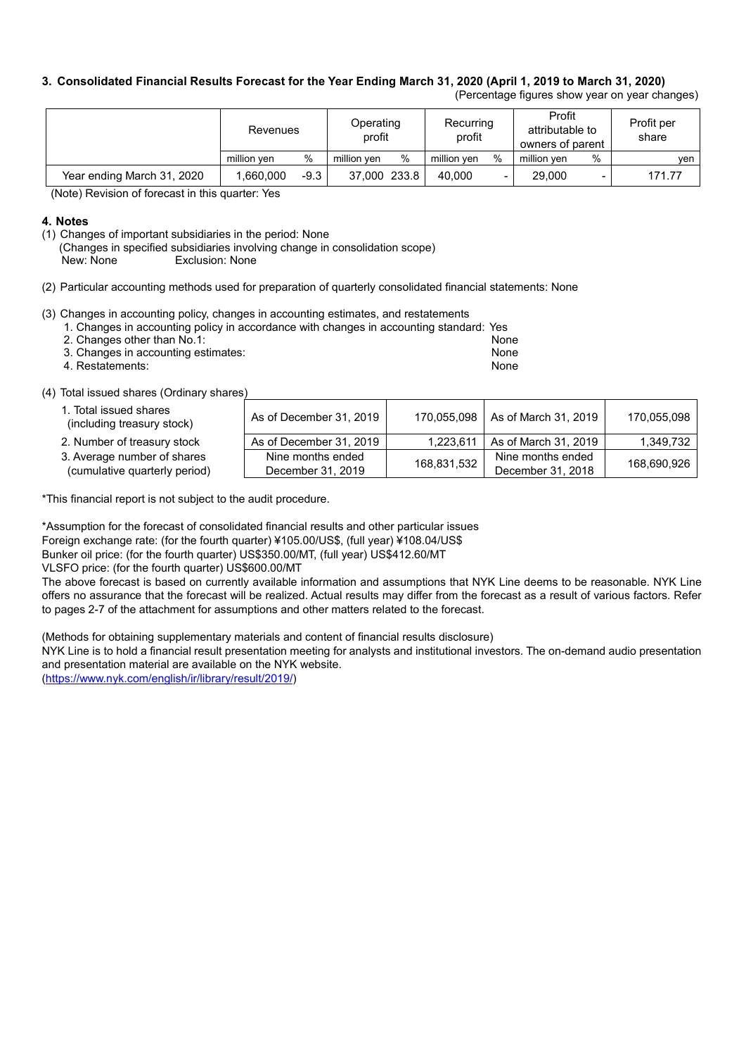### 3. Consolidated Financial Results Forecast for the Year Ending March 31, 2020 (April 1, 2019 to March 31, 2020)

(Percentage figures show year on year changes)

| | Revenues | | Operating profit | | Recurring profit | | Profit attributable to owners of parent | | Profit per share |
|---|---|---|---|---|---|---|---|---|---|
| | million yen | % | million yen | % | million yen | % | million yen | % | yen |
| Year ending March 31, 2020 | 1,660,000 | -9.3 | 37,000 | 233.8 | 40,000 | - | 29,000 | - | 171.77 |

(Note) Revision of forecast in this quarter: Yes

### 4. Notes

(1) Changes of important subsidiaries in the period: None
(Changes in specified subsidiaries involving change in consolidation scope)
New: None Exclusion: None

(2) Particular accounting methods used for preparation of quarterly consolidated financial statements: None

(3) Changes in accounting policy, changes in accounting estimates, and restatements
1. Changes in accounting policy in accordance with changes in accounting standard: Yes
2. Changes other than No.1: None
3. Changes in accounting estimates: None
4. Restatements: None

(4) Total issued shares (Ordinary shares)

| | | | | |
|---|---|---|---|---|
| 1. Total issued shares (including treasury stock) | As of December 31, 2019 | 170,055,098 | As of March 31, 2019 | 170,055,098 |
| 2. Number of treasury stock | As of December 31, 2019 | 1,223,611 | As of March 31, 2019 | 1,349,732 |
| 3. Average number of shares (cumulative quarterly period) | Nine months ended December 31, 2019 | 168,831,532 | Nine months ended December 31, 2018 | 168,690,926 |

*This financial report is not subject to the audit procedure.

*Assumption for the forecast of consolidated financial results and other particular issues
Foreign exchange rate: (for the fourth quarter) ¥105.00/US$, (full year) ¥108.04/US$
Bunker oil price: (for the fourth quarter) US$350.00/MT, (full year) US$412.60/MT
VLSFO price: (for the fourth quarter) US$600.00/MT
The above forecast is based on currently available information and assumptions that NYK Line deems to be reasonable. NYK Line offers no assurance that the forecast will be realized. Actual results may differ from the forecast as a result of various factors. Refer to pages 2-7 of the attachment for assumptions and other matters related to the forecast.

(Methods for obtaining supplementary materials and content of financial results disclosure)
NYK Line is to hold a financial result presentation meeting for analysts and institutional investors. The on-demand audio presentation and presentation material are available on the NYK website.
(https://www.nyk.com/english/ir/library/result/2019/)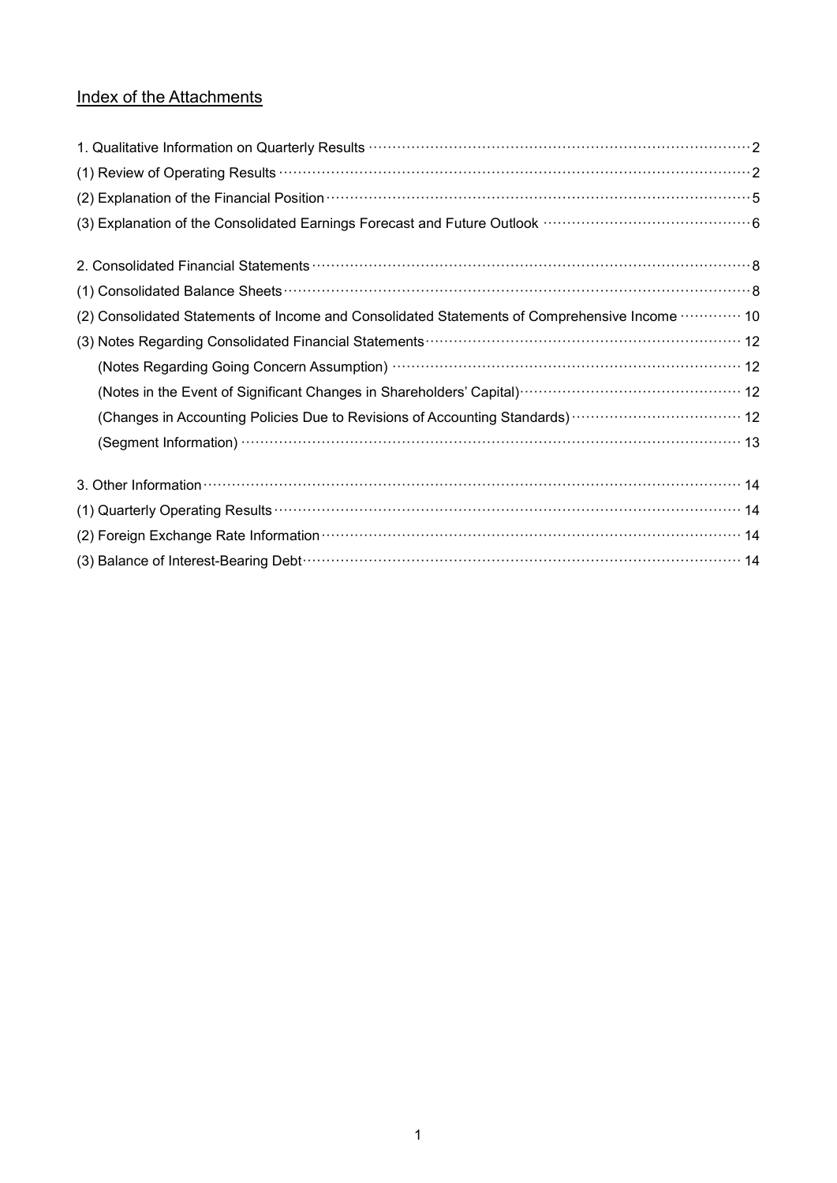## Index of the Attachments

1. Qualitative Information on Quarterly Results ··· 2
(1) Review of Operating Results ··· 2
(2) Explanation of the Financial Position ··· 5
(3) Explanation of the Consolidated Earnings Forecast and Future Outlook ··· 6

2. Consolidated Financial Statements ··· 8
(1) Consolidated Balance Sheets ··· 8
(2) Consolidated Statements of Income and Consolidated Statements of Comprehensive Income ··· 10
(3) Notes Regarding Consolidated Financial Statements ··· 12
(Notes Regarding Going Concern Assumption) ··· 12
(Notes in the Event of Significant Changes in Shareholders' Capital) ··· 12
(Changes in Accounting Policies Due to Revisions of Accounting Standards) ··· 12
(Segment Information) ··· 13

3. Other Information ··· 14
(1) Quarterly Operating Results ··· 14
(2) Foreign Exchange Rate Information ··· 14
(3) Balance of Interest-Bearing Debt ··· 14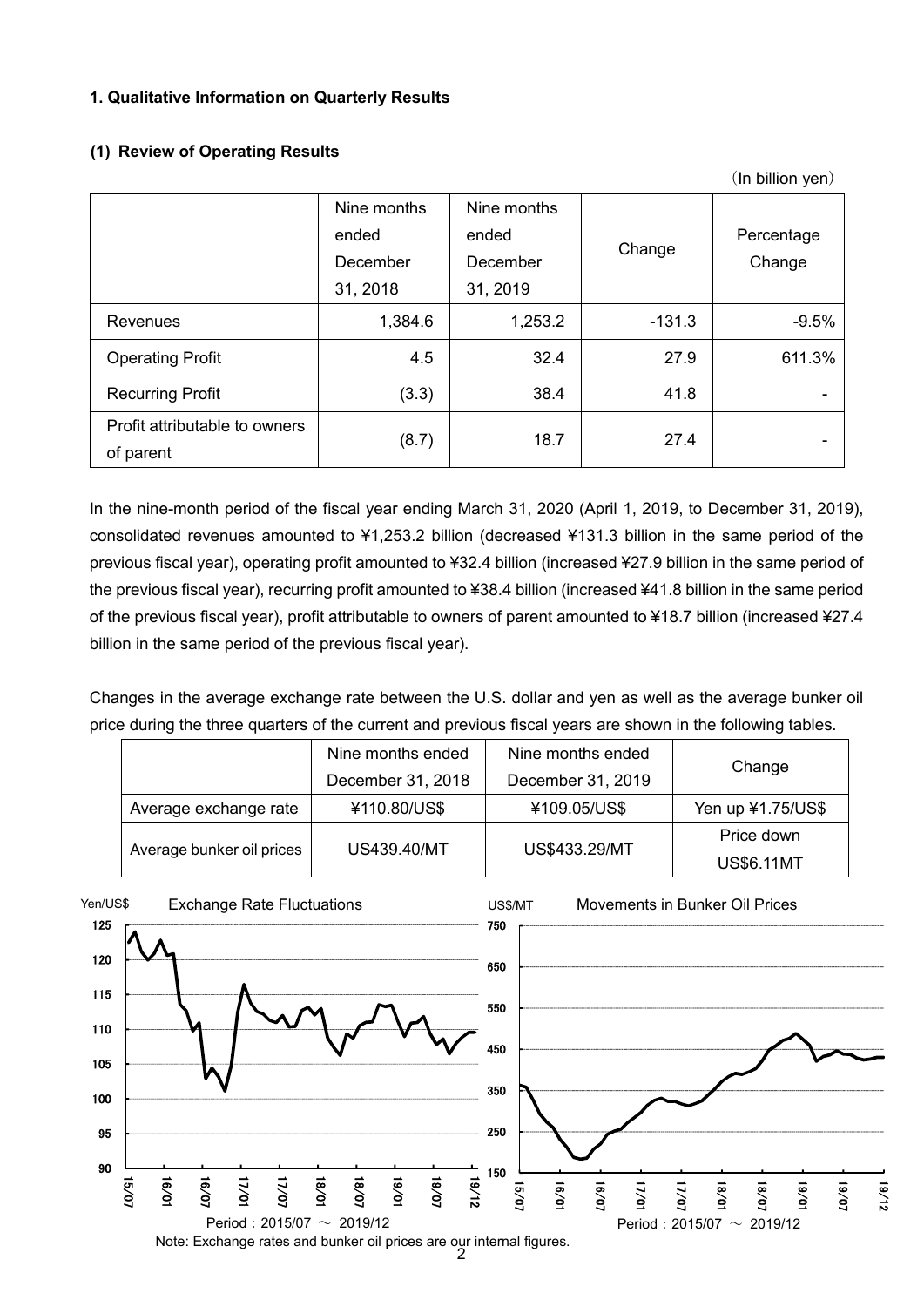### 1. Qualitative Information on Quarterly Results

#### (1) Review of Operating Results

(In billion yen)

| | Nine months ended December 31, 2018 | Nine months ended December 31, 2019 | Change | Percentage Change |
|---|---|---|---|---|
| Revenues | 1,384.6 | 1,253.2 | -131.3 | -9.5% |
| Operating Profit | 4.5 | 32.4 | 27.9 | 611.3% |
| Recurring Profit | (3.3) | 38.4 | 41.8 | - |
| Profit attributable to owners of parent | (8.7) | 18.7 | 27.4 | - |

In the nine-month period of the fiscal year ending March 31, 2020 (April 1, 2019, to December 31, 2019), consolidated revenues amounted to ¥1,253.2 billion (decreased ¥131.3 billion in the same period of the previous fiscal year), operating profit amounted to ¥32.4 billion (increased ¥27.9 billion in the same period of the previous fiscal year), recurring profit amounted to ¥38.4 billion (increased ¥41.8 billion in the same period of the previous fiscal year), profit attributable to owners of parent amounted to ¥18.7 billion (increased ¥27.4 billion in the same period of the previous fiscal year).

Changes in the average exchange rate between the U.S. dollar and yen as well as the average bunker oil price during the three quarters of the current and previous fiscal years are shown in the following tables.

| | Nine months ended December 31, 2018 | Nine months ended December 31, 2019 | Change |
|---|---|---|---|
| Average exchange rate | ¥110.80/US$ | ¥109.05/US$ | Yen up ¥1.75/US$ |
| Average bunker oil prices | US439.40/MT | US$433.29/MT | Price down US$6.11MT |

Exchange Rate Fluctuations (Yen/US$)

Period：2015/07 ～ 2019/12

Movements in Bunker Oil Prices (US$/MT)

Period：2015/07 ～ 2019/12

Note: Exchange rates and bunker oil prices are our internal figures.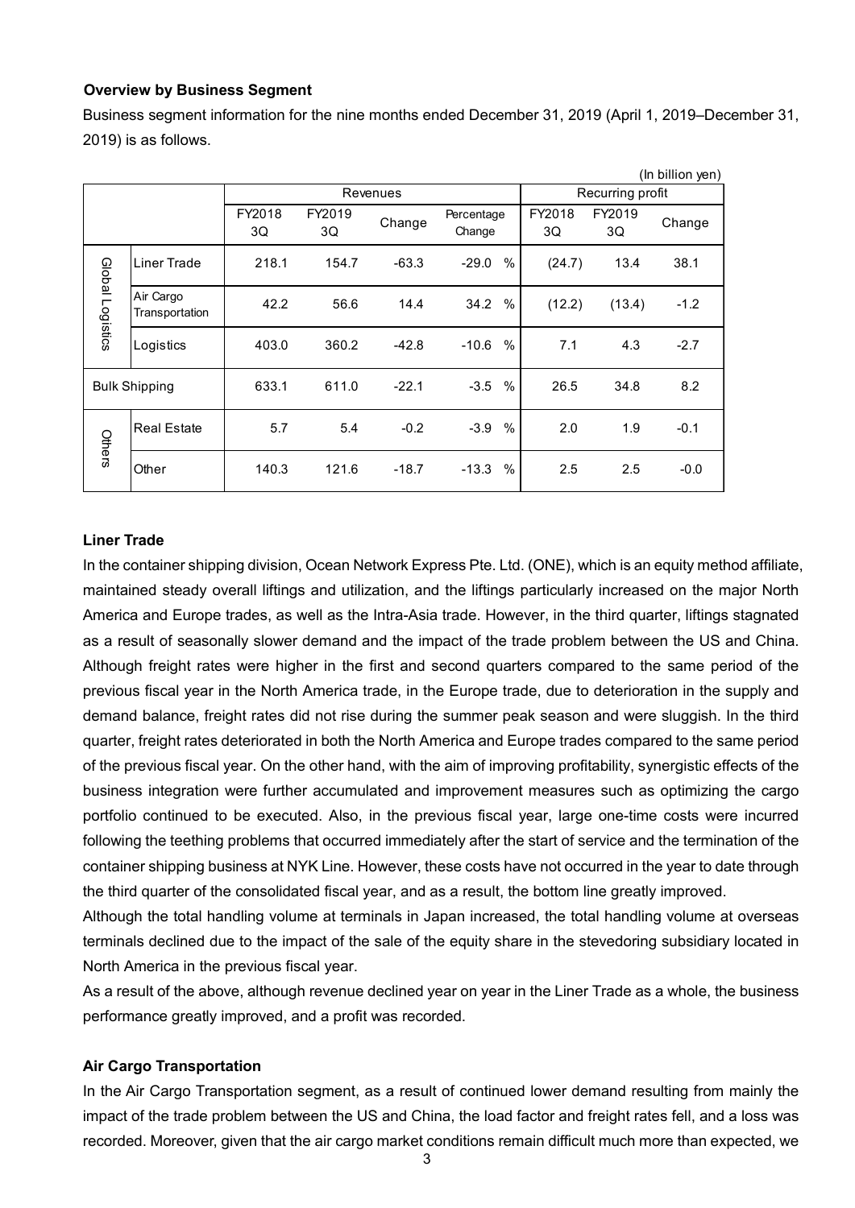### Overview by Business Segment

Business segment information for the nine months ended December 31, 2019 (April 1, 2019–December 31, 2019) is as follows.

(In billion yen)

| | | Revenues | | | | Recurring profit | | |
|---|---|---|---|---|---|---|---|---|
| | | FY2018 3Q | FY2019 3Q | Change | Percentage Change | FY2018 3Q | FY2019 3Q | Change |
| Global Logistics | Liner Trade | 218.1 | 154.7 | -63.3 | -29.0 % | (24.7) | 13.4 | 38.1 |
| | Air Cargo Transportation | 42.2 | 56.6 | 14.4 | 34.2 % | (12.2) | (13.4) | -1.2 |
| | Logistics | 403.0 | 360.2 | -42.8 | -10.6 % | 7.1 | 4.3 | -2.7 |
| Bulk Shipping | | 633.1 | 611.0 | -22.1 | -3.5 % | 26.5 | 34.8 | 8.2 |
| Others | Real Estate | 5.7 | 5.4 | -0.2 | -3.9 % | 2.0 | 1.9 | -0.1 |
| | Other | 140.3 | 121.6 | -18.7 | -13.3 % | 2.5 | 2.5 | -0.0 |

**Liner Trade**

In the container shipping division, Ocean Network Express Pte. Ltd. (ONE), which is an equity method affiliate, maintained steady overall liftings and utilization, and the liftings particularly increased on the major North America and Europe trades, as well as the Intra-Asia trade. However, in the third quarter, liftings stagnated as a result of seasonally slower demand and the impact of the trade problem between the US and China. Although freight rates were higher in the first and second quarters compared to the same period of the previous fiscal year in the North America trade, in the Europe trade, due to deterioration in the supply and demand balance, freight rates did not rise during the summer peak season and were sluggish. In the third quarter, freight rates deteriorated in both the North America and Europe trades compared to the same period of the previous fiscal year. On the other hand, with the aim of improving profitability, synergistic effects of the business integration were further accumulated and improvement measures such as optimizing the cargo portfolio continued to be executed. Also, in the previous fiscal year, large one-time costs were incurred following the teething problems that occurred immediately after the start of service and the termination of the container shipping business at NYK Line. However, these costs have not occurred in the year to date through the third quarter of the consolidated fiscal year, and as a result, the bottom line greatly improved.

Although the total handling volume at terminals in Japan increased, the total handling volume at overseas terminals declined due to the impact of the sale of the equity share in the stevedoring subsidiary located in North America in the previous fiscal year.

As a result of the above, although revenue declined year on year in the Liner Trade as a whole, the business performance greatly improved, and a profit was recorded.

**Air Cargo Transportation**

In the Air Cargo Transportation segment, as a result of continued lower demand resulting from mainly the impact of the trade problem between the US and China, the load factor and freight rates fell, and a loss was recorded. Moreover, given that the air cargo market conditions remain difficult much more than expected, we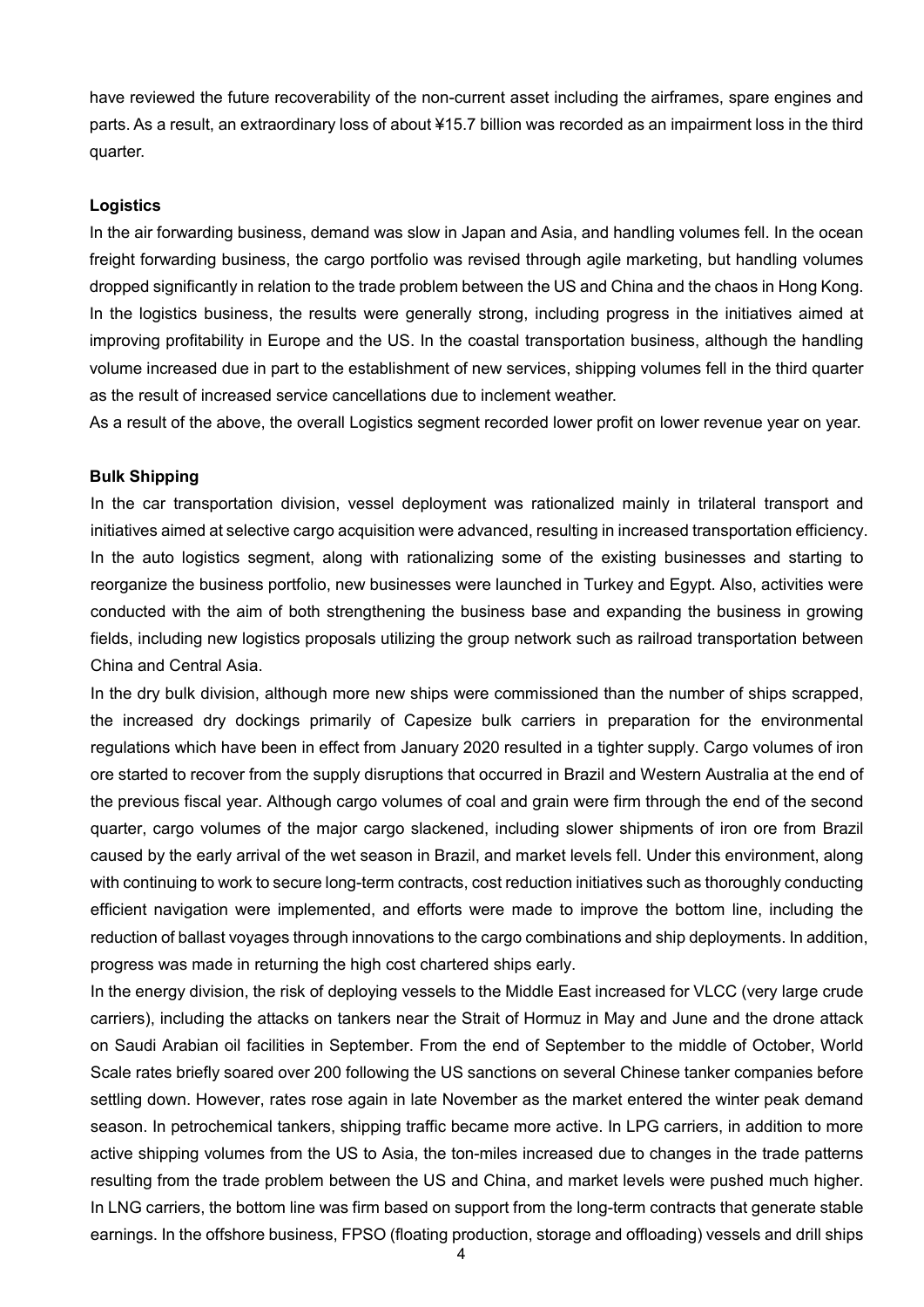have reviewed the future recoverability of the non-current asset including the airframes, spare engines and parts. As a result, an extraordinary loss of about ¥15.7 billion was recorded as an impairment loss in the third quarter.

**Logistics**

In the air forwarding business, demand was slow in Japan and Asia, and handling volumes fell. In the ocean freight forwarding business, the cargo portfolio was revised through agile marketing, but handling volumes dropped significantly in relation to the trade problem between the US and China and the chaos in Hong Kong. In the logistics business, the results were generally strong, including progress in the initiatives aimed at improving profitability in Europe and the US. In the coastal transportation business, although the handling volume increased due in part to the establishment of new services, shipping volumes fell in the third quarter as the result of increased service cancellations due to inclement weather.

As a result of the above, the overall Logistics segment recorded lower profit on lower revenue year on year.

**Bulk Shipping**

In the car transportation division, vessel deployment was rationalized mainly in trilateral transport and initiatives aimed at selective cargo acquisition were advanced, resulting in increased transportation efficiency. In the auto logistics segment, along with rationalizing some of the existing businesses and starting to reorganize the business portfolio, new businesses were launched in Turkey and Egypt. Also, activities were conducted with the aim of both strengthening the business base and expanding the business in growing fields, including new logistics proposals utilizing the group network such as railroad transportation between China and Central Asia.

In the dry bulk division, although more new ships were commissioned than the number of ships scrapped, the increased dry dockings primarily of Capesize bulk carriers in preparation for the environmental regulations which have been in effect from January 2020 resulted in a tighter supply. Cargo volumes of iron ore started to recover from the supply disruptions that occurred in Brazil and Western Australia at the end of the previous fiscal year. Although cargo volumes of coal and grain were firm through the end of the second quarter, cargo volumes of the major cargo slackened, including slower shipments of iron ore from Brazil caused by the early arrival of the wet season in Brazil, and market levels fell. Under this environment, along with continuing to work to secure long-term contracts, cost reduction initiatives such as thoroughly conducting efficient navigation were implemented, and efforts were made to improve the bottom line, including the reduction of ballast voyages through innovations to the cargo combinations and ship deployments. In addition, progress was made in returning the high cost chartered ships early.

In the energy division, the risk of deploying vessels to the Middle East increased for VLCC (very large crude carriers), including the attacks on tankers near the Strait of Hormuz in May and June and the drone attack on Saudi Arabian oil facilities in September. From the end of September to the middle of October, World Scale rates briefly soared over 200 following the US sanctions on several Chinese tanker companies before settling down. However, rates rose again in late November as the market entered the winter peak demand season. In petrochemical tankers, shipping traffic became more active. In LPG carriers, in addition to more active shipping volumes from the US to Asia, the ton-miles increased due to changes in the trade patterns resulting from the trade problem between the US and China, and market levels were pushed much higher. In LNG carriers, the bottom line was firm based on support from the long-term contracts that generate stable earnings. In the offshore business, FPSO (floating production, storage and offloading) vessels and drill ships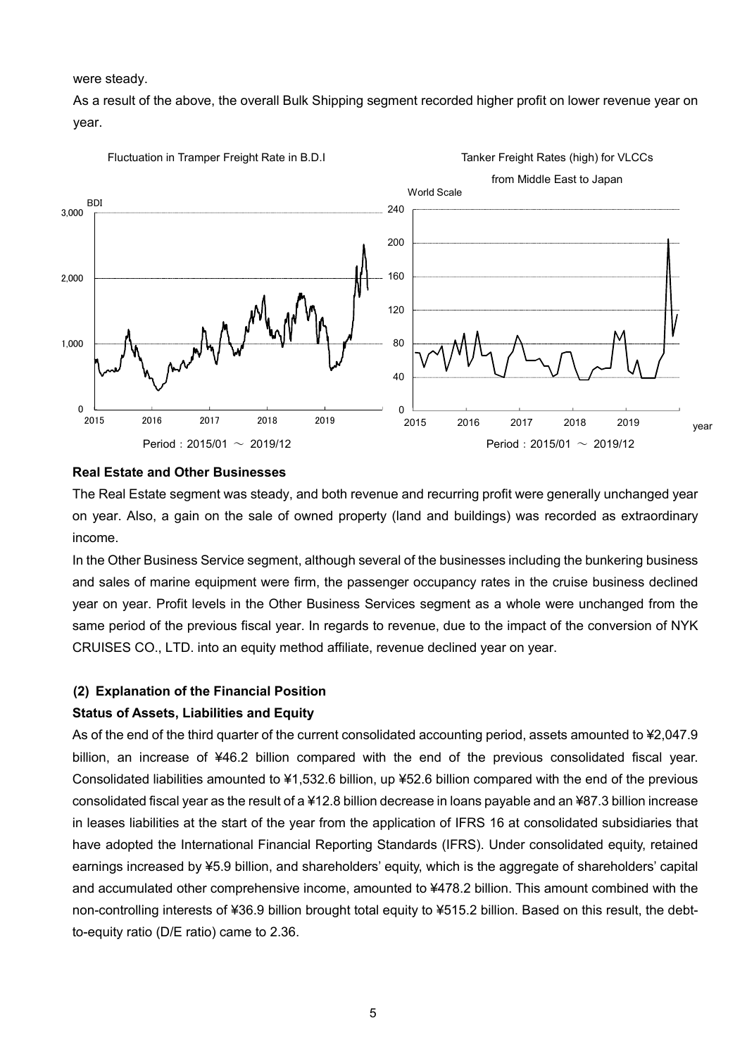were steady.

As a result of the above, the overall Bulk Shipping segment recorded higher profit on lower revenue year on year.

Fluctuation in Tramper Freight Rate in B.D.I

Period：2015/01 ～ 2019/12

Tanker Freight Rates (high) for VLCCs from Middle East to Japan

Period：2015/01 ～ 2019/12

**Real Estate and Other Businesses**

The Real Estate segment was steady, and both revenue and recurring profit were generally unchanged year on year. Also, a gain on the sale of owned property (land and buildings) was recorded as extraordinary income.

In the Other Business Service segment, although several of the businesses including the bunkering business and sales of marine equipment were firm, the passenger occupancy rates in the cruise business declined year on year. Profit levels in the Other Business Services segment as a whole were unchanged from the same period of the previous fiscal year. In regards to revenue, due to the impact of the conversion of NYK CRUISES CO., LTD. into an equity method affiliate, revenue declined year on year.

## (2) Explanation of the Financial Position

### Status of Assets, Liabilities and Equity

As of the end of the third quarter of the current consolidated accounting period, assets amounted to ¥2,047.9 billion, an increase of ¥46.2 billion compared with the end of the previous consolidated fiscal year. Consolidated liabilities amounted to ¥1,532.6 billion, up ¥52.6 billion compared with the end of the previous consolidated fiscal year as the result of a ¥12.8 billion decrease in loans payable and an ¥87.3 billion increase in leases liabilities at the start of the year from the application of IFRS 16 at consolidated subsidiaries that have adopted the International Financial Reporting Standards (IFRS). Under consolidated equity, retained earnings increased by ¥5.9 billion, and shareholders' equity, which is the aggregate of shareholders' capital and accumulated other comprehensive income, amounted to ¥478.2 billion. This amount combined with the non-controlling interests of ¥36.9 billion brought total equity to ¥515.2 billion. Based on this result, the debt-to-equity ratio (D/E ratio) came to 2.36.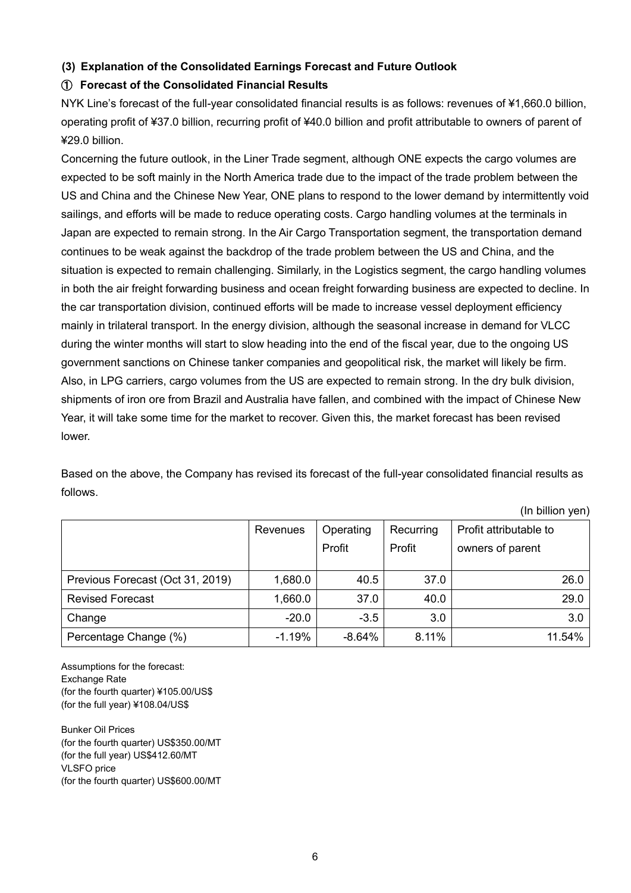### (3) Explanation of the Consolidated Earnings Forecast and Future Outlook

#### ① Forecast of the Consolidated Financial Results

NYK Line's forecast of the full-year consolidated financial results is as follows: revenues of ¥1,660.0 billion, operating profit of ¥37.0 billion, recurring profit of ¥40.0 billion and profit attributable to owners of parent of ¥29.0 billion.

Concerning the future outlook, in the Liner Trade segment, although ONE expects the cargo volumes are expected to be soft mainly in the North America trade due to the impact of the trade problem between the US and China and the Chinese New Year, ONE plans to respond to the lower demand by intermittently void sailings, and efforts will be made to reduce operating costs. Cargo handling volumes at the terminals in Japan are expected to remain strong. In the Air Cargo Transportation segment, the transportation demand continues to be weak against the backdrop of the trade problem between the US and China, and the situation is expected to remain challenging. Similarly, in the Logistics segment, the cargo handling volumes in both the air freight forwarding business and ocean freight forwarding business are expected to decline. In the car transportation division, continued efforts will be made to increase vessel deployment efficiency mainly in trilateral transport. In the energy division, although the seasonal increase in demand for VLCC during the winter months will start to slow heading into the end of the fiscal year, due to the ongoing US government sanctions on Chinese tanker companies and geopolitical risk, the market will likely be firm. Also, in LPG carriers, cargo volumes from the US are expected to remain strong. In the dry bulk division, shipments of iron ore from Brazil and Australia have fallen, and combined with the impact of Chinese New Year, it will take some time for the market to recover. Given this, the market forecast has been revised lower.

Based on the above, the Company has revised its forecast of the full-year consolidated financial results as follows.

(In billion yen)

| | Revenues | Operating Profit | Recurring Profit | Profit attributable to owners of parent |
|---|---|---|---|---|
| Previous Forecast (Oct 31, 2019) | 1,680.0 | 40.5 | 37.0 | 26.0 |
| Revised Forecast | 1,660.0 | 37.0 | 40.0 | 29.0 |
| Change | -20.0 | -3.5 | 3.0 | 3.0 |
| Percentage Change (%) | -1.19% | -8.64% | 8.11% | 11.54% |

Assumptions for the forecast:
Exchange Rate
(for the fourth quarter) ¥105.00/US$
(for the full year) ¥108.04/US$

Bunker Oil Prices
(for the fourth quarter) US$350.00/MT
(for the full year) US$412.60/MT
VLSFO price
(for the fourth quarter) US$600.00/MT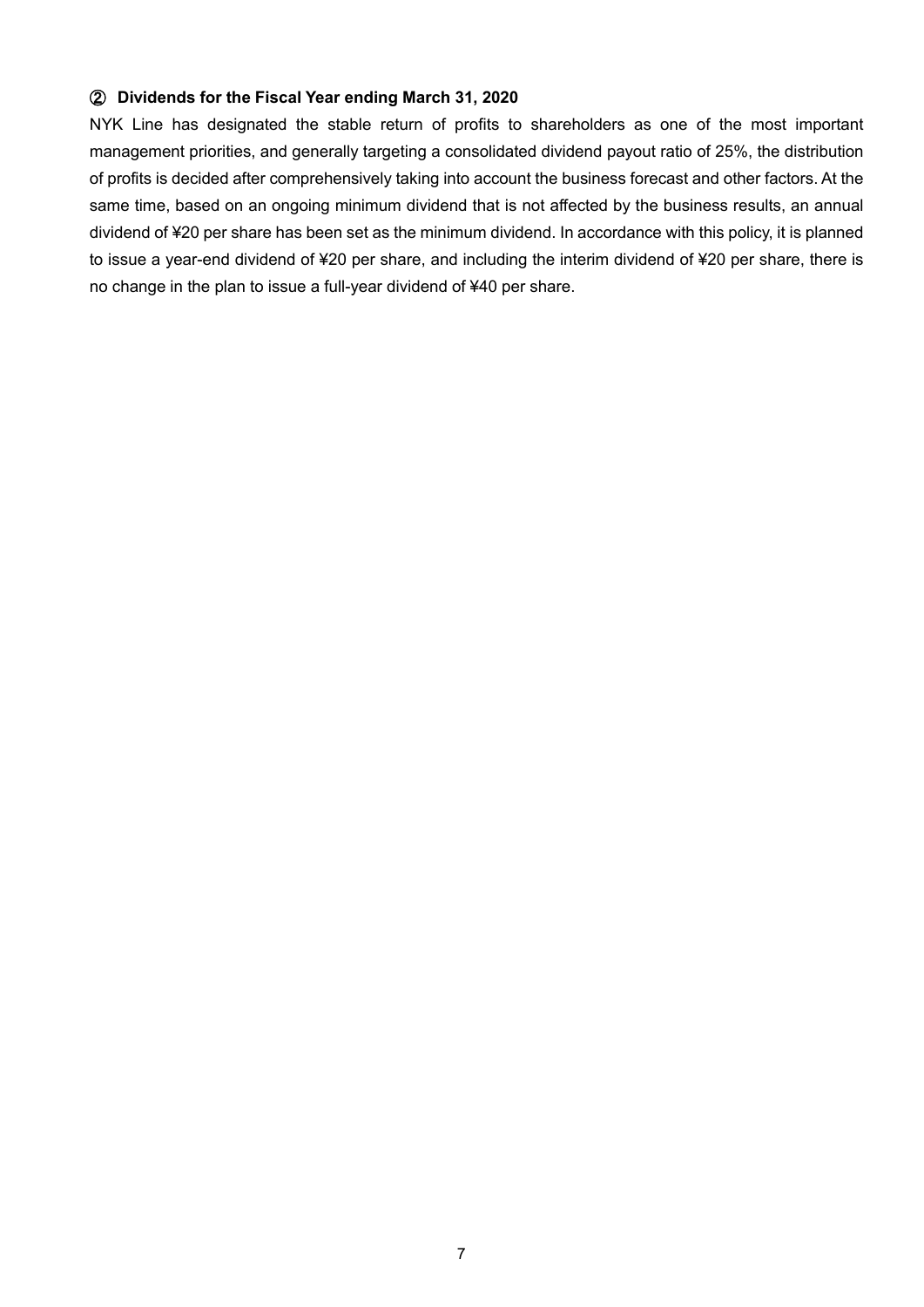### ② Dividends for the Fiscal Year ending March 31, 2020

NYK Line has designated the stable return of profits to shareholders as one of the most important management priorities, and generally targeting a consolidated dividend payout ratio of 25%, the distribution of profits is decided after comprehensively taking into account the business forecast and other factors. At the same time, based on an ongoing minimum dividend that is not affected by the business results, an annual dividend of ¥20 per share has been set as the minimum dividend. In accordance with this policy, it is planned to issue a year-end dividend of ¥20 per share, and including the interim dividend of ¥20 per share, there is no change in the plan to issue a full-year dividend of ¥40 per share.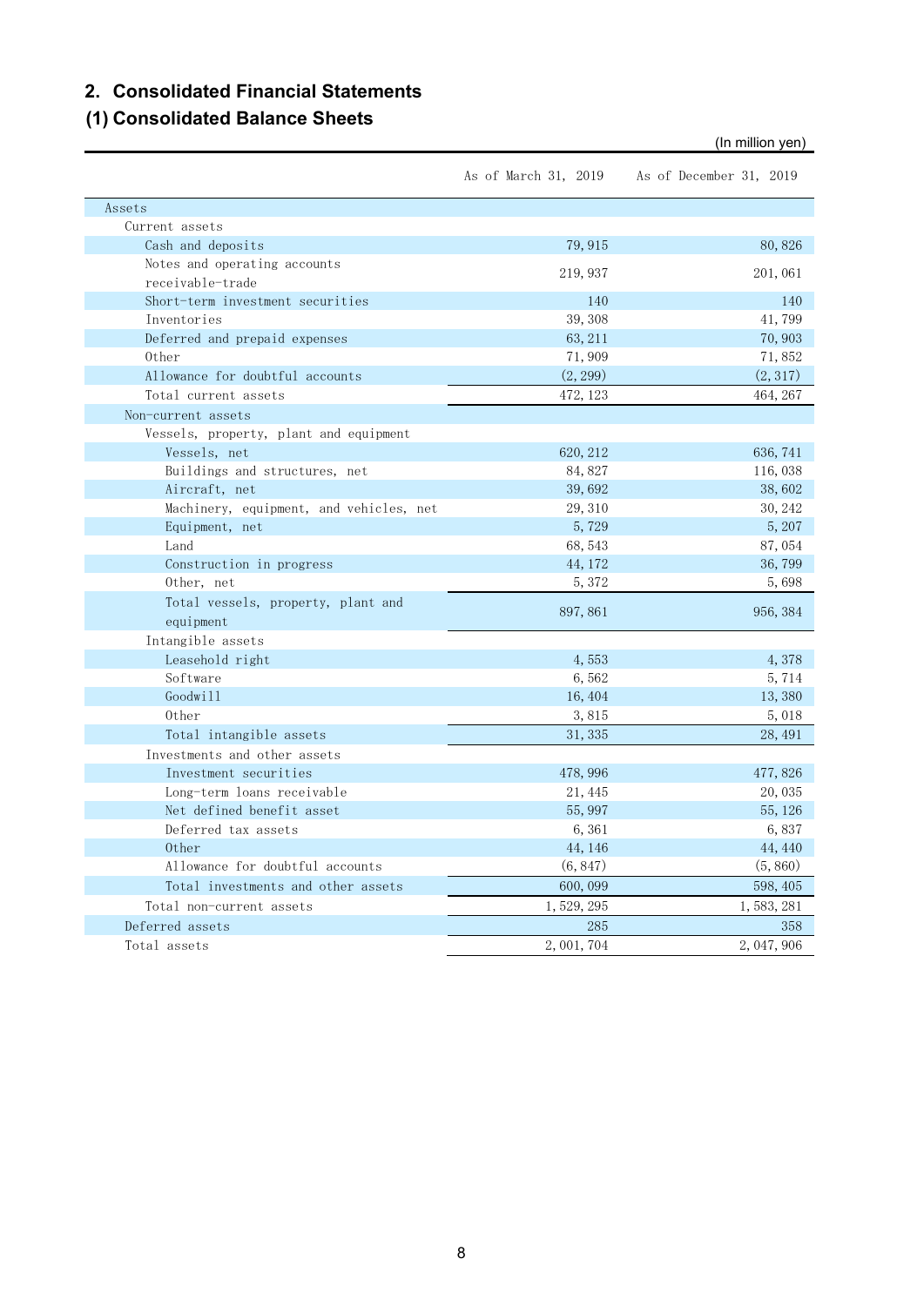## 2. Consolidated Financial Statements

### (1) Consolidated Balance Sheets

(In million yen)

| | As of March 31, 2019 | As of December 31, 2019 |
|---|---|---|
| Assets | | |
| Current assets | | |
| Cash and deposits | 79,915 | 80,826 |
| Notes and operating accounts receivable-trade | 219,937 | 201,061 |
| Short-term investment securities | 140 | 140 |
| Inventories | 39,308 | 41,799 |
| Deferred and prepaid expenses | 63,211 | 70,903 |
| Other | 71,909 | 71,852 |
| Allowance for doubtful accounts | (2,299) | (2,317) |
| Total current assets | 472,123 | 464,267 |
| Non-current assets | | |
| Vessels, property, plant and equipment | | |
| Vessels, net | 620,212 | 636,741 |
| Buildings and structures, net | 84,827 | 116,038 |
| Aircraft, net | 39,692 | 38,602 |
| Machinery, equipment, and vehicles, net | 29,310 | 30,242 |
| Equipment, net | 5,729 | 5,207 |
| Land | 68,543 | 87,054 |
| Construction in progress | 44,172 | 36,799 |
| Other, net | 5,372 | 5,698 |
| Total vessels, property, plant and equipment | 897,861 | 956,384 |
| Intangible assets | | |
| Leasehold right | 4,553 | 4,378 |
| Software | 6,562 | 5,714 |
| Goodwill | 16,404 | 13,380 |
| Other | 3,815 | 5,018 |
| Total intangible assets | 31,335 | 28,491 |
| Investments and other assets | | |
| Investment securities | 478,996 | 477,826 |
| Long-term loans receivable | 21,445 | 20,035 |
| Net defined benefit asset | 55,997 | 55,126 |
| Deferred tax assets | 6,361 | 6,837 |
| Other | 44,146 | 44,440 |
| Allowance for doubtful accounts | (6,847) | (5,860) |
| Total investments and other assets | 600,099 | 598,405 |
| Total non-current assets | 1,529,295 | 1,583,281 |
| Deferred assets | 285 | 358 |
| Total assets | 2,001,704 | 2,047,906 |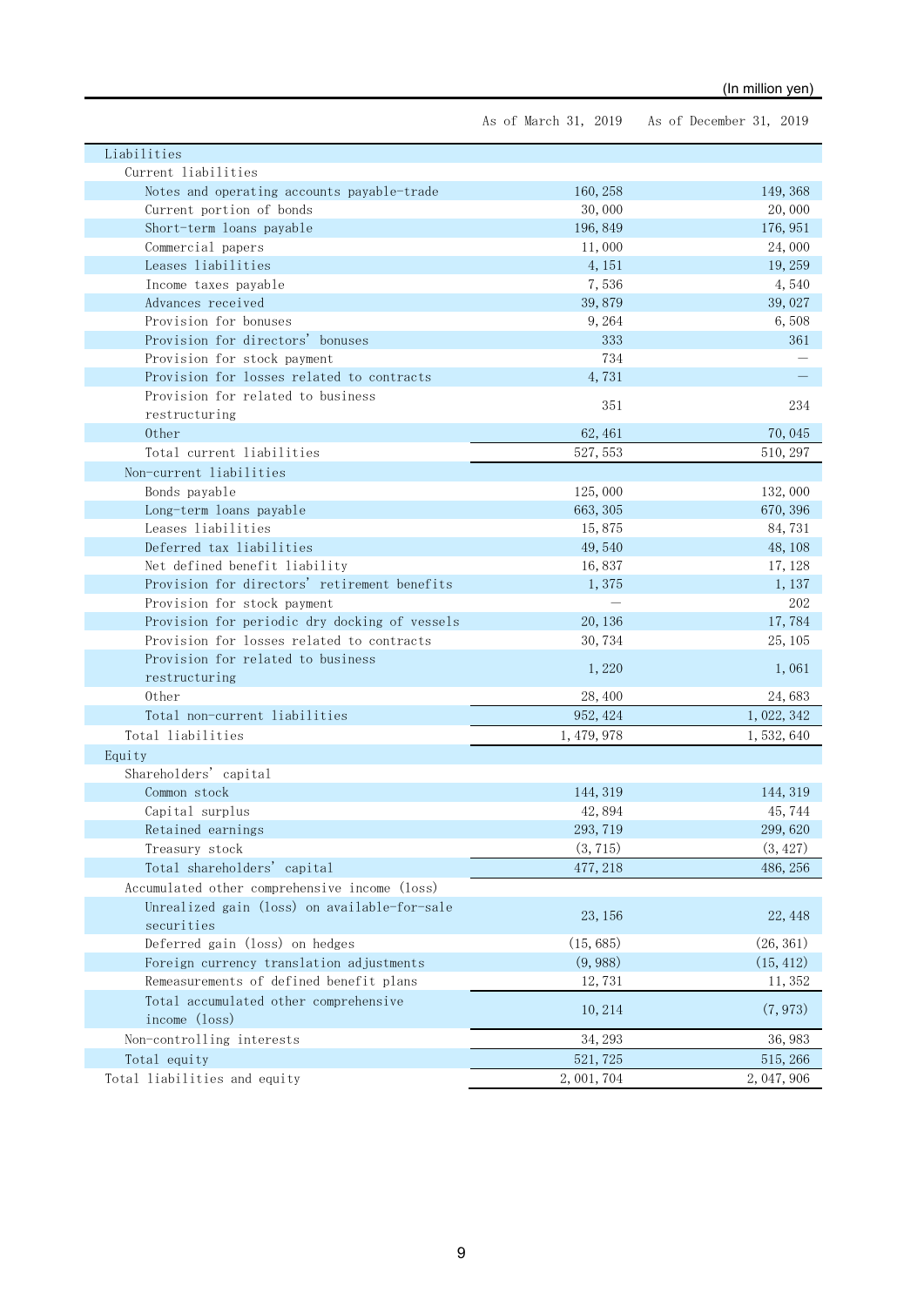(In million yen)

| | As of March 31, 2019 | As of December 31, 2019 |
|---|---|---|
| Liabilities | | |
| Current liabilities | | |
| Notes and operating accounts payable-trade | 160,258 | 149,368 |
| Current portion of bonds | 30,000 | 20,000 |
| Short-term loans payable | 196,849 | 176,951 |
| Commercial papers | 11,000 | 24,000 |
| Leases liabilities | 4,151 | 19,259 |
| Income taxes payable | 7,536 | 4,540 |
| Advances received | 39,879 | 39,027 |
| Provision for bonuses | 9,264 | 6,508 |
| Provision for directors' bonuses | 333 | 361 |
| Provision for stock payment | 734 | ― |
| Provision for losses related to contracts | 4,731 | ― |
| Provision for related to business restructuring | 351 | 234 |
| Other | 62,461 | 70,045 |
| Total current liabilities | 527,553 | 510,297 |
| Non-current liabilities | | |
| Bonds payable | 125,000 | 132,000 |
| Long-term loans payable | 663,305 | 670,396 |
| Leases liabilities | 15,875 | 84,731 |
| Deferred tax liabilities | 49,540 | 48,108 |
| Net defined benefit liability | 16,837 | 17,128 |
| Provision for directors' retirement benefits | 1,375 | 1,137 |
| Provision for stock payment | ― | 202 |
| Provision for periodic dry docking of vessels | 20,136 | 17,784 |
| Provision for losses related to contracts | 30,734 | 25,105 |
| Provision for related to business restructuring | 1,220 | 1,061 |
| Other | 28,400 | 24,683 |
| Total non-current liabilities | 952,424 | 1,022,342 |
| Total liabilities | 1,479,978 | 1,532,640 |
| Equity | | |
| Shareholders' capital | | |
| Common stock | 144,319 | 144,319 |
| Capital surplus | 42,894 | 45,744 |
| Retained earnings | 293,719 | 299,620 |
| Treasury stock | (3,715) | (3,427) |
| Total shareholders' capital | 477,218 | 486,256 |
| Accumulated other comprehensive income (loss) | | |
| Unrealized gain (loss) on available-for-sale securities | 23,156 | 22,448 |
| Deferred gain (loss) on hedges | (15,685) | (26,361) |
| Foreign currency translation adjustments | (9,988) | (15,412) |
| Remeasurements of defined benefit plans | 12,731 | 11,352 |
| Total accumulated other comprehensive income (loss) | 10,214 | (7,973) |
| Non-controlling interests | 34,293 | 36,983 |
| Total equity | 521,725 | 515,266 |
| Total liabilities and equity | 2,001,704 | 2,047,906 |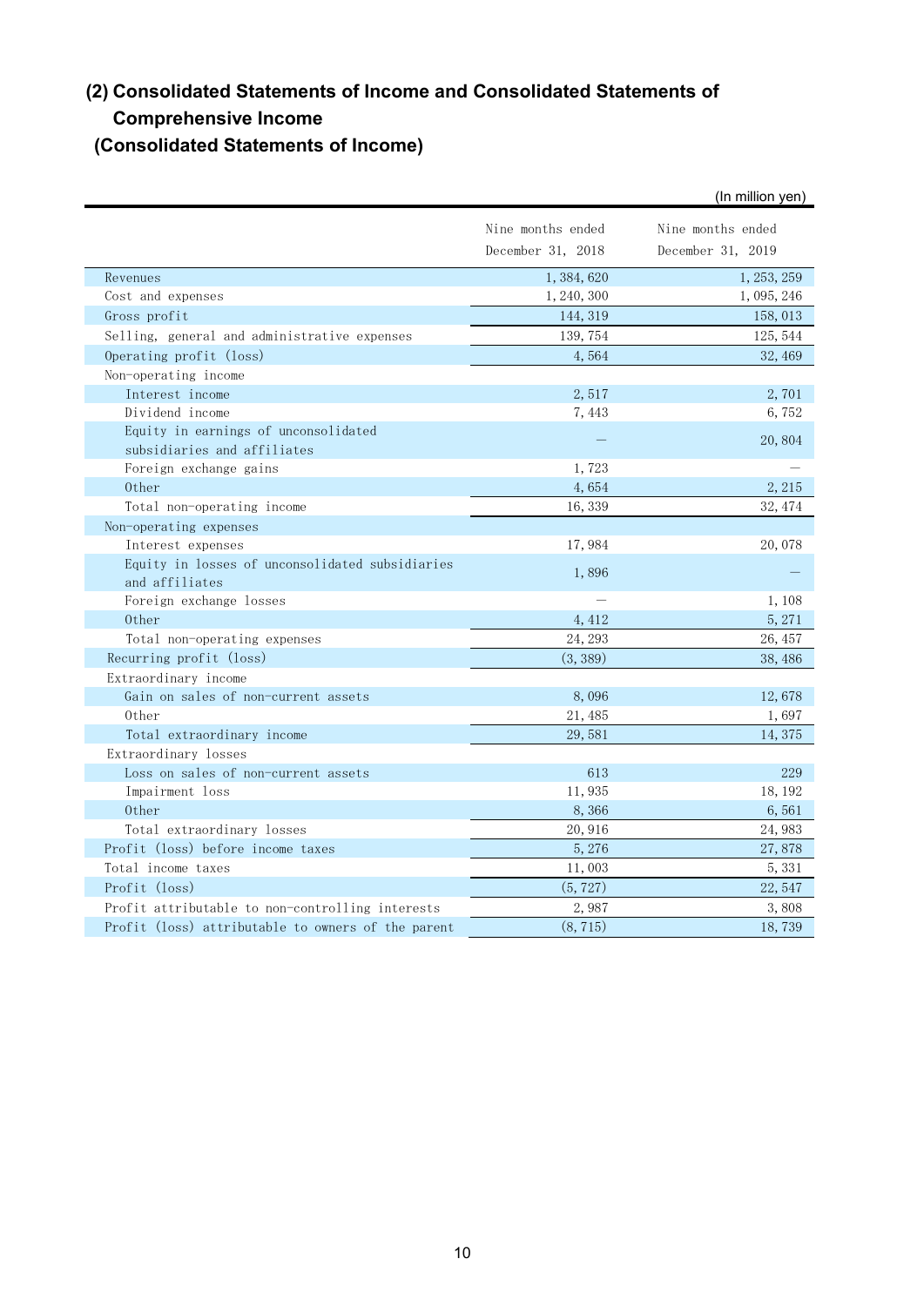## (2) Consolidated Statements of Income and Consolidated Statements of Comprehensive Income

### (Consolidated Statements of Income)

(In million yen)

| | Nine months ended December 31, 2018 | Nine months ended December 31, 2019 |
|---|---|---|
| Revenues | 1,384,620 | 1,253,259 |
| Cost and expenses | 1,240,300 | 1,095,246 |
| Gross profit | 144,319 | 158,013 |
| Selling, general and administrative expenses | 139,754 | 125,544 |
| Operating profit (loss) | 4,564 | 32,469 |
| Non-operating income | | |
| Interest income | 2,517 | 2,701 |
| Dividend income | 7,443 | 6,752 |
| Equity in earnings of unconsolidated subsidiaries and affiliates | — | 20,804 |
| Foreign exchange gains | 1,723 | — |
| Other | 4,654 | 2,215 |
| Total non-operating income | 16,339 | 32,474 |
| Non-operating expenses | | |
| Interest expenses | 17,984 | 20,078 |
| Equity in losses of unconsolidated subsidiaries and affiliates | 1,896 | — |
| Foreign exchange losses | — | 1,108 |
| Other | 4,412 | 5,271 |
| Total non-operating expenses | 24,293 | 26,457 |
| Recurring profit (loss) | (3,389) | 38,486 |
| Extraordinary income | | |
| Gain on sales of non-current assets | 8,096 | 12,678 |
| Other | 21,485 | 1,697 |
| Total extraordinary income | 29,581 | 14,375 |
| Extraordinary losses | | |
| Loss on sales of non-current assets | 613 | 229 |
| Impairment loss | 11,935 | 18,192 |
| Other | 8,366 | 6,561 |
| Total extraordinary losses | 20,916 | 24,983 |
| Profit (loss) before income taxes | 5,276 | 27,878 |
| Total income taxes | 11,003 | 5,331 |
| Profit (loss) | (5,727) | 22,547 |
| Profit attributable to non-controlling interests | 2,987 | 3,808 |
| Profit (loss) attributable to owners of the parent | (8,715) | 18,739 |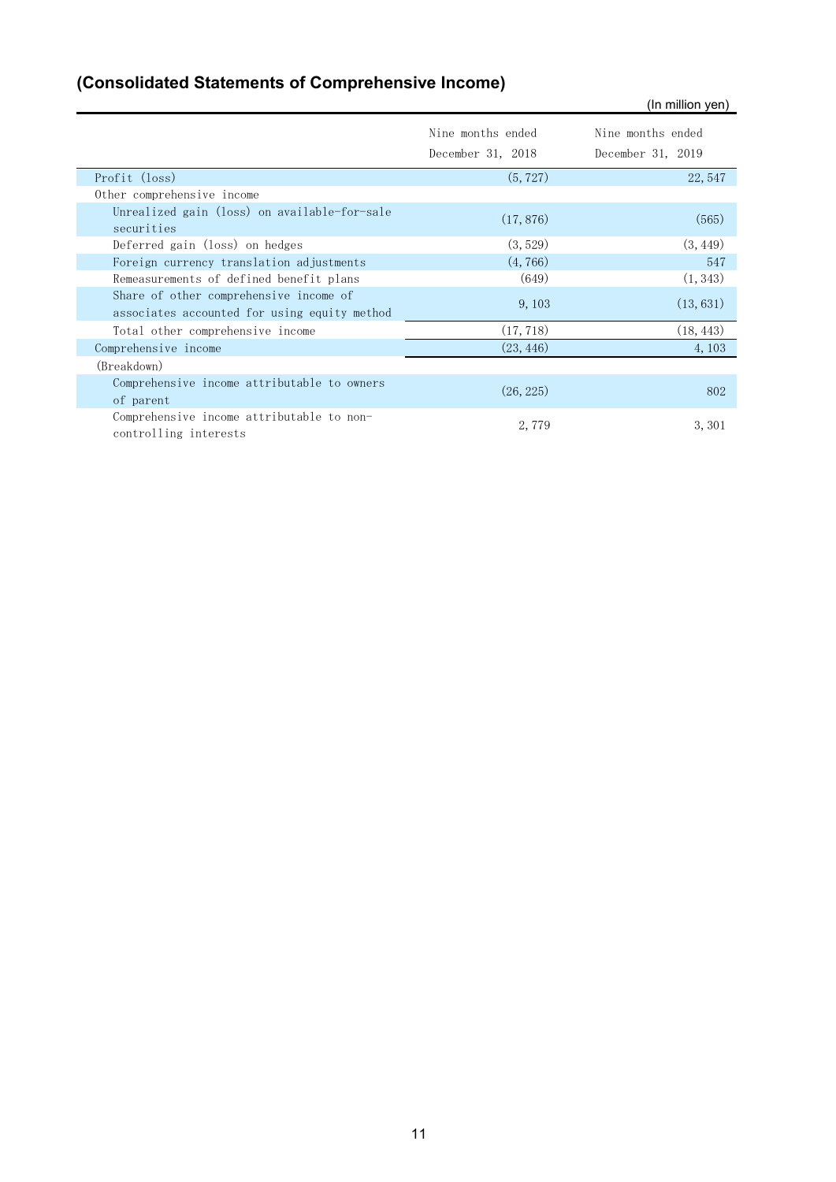## (Consolidated Statements of Comprehensive Income)

(In million yen)

| | Nine months ended December 31, 2018 | Nine months ended December 31, 2019 |
|---|---|---|
| Profit (loss) | (5,727) | 22,547 |
| Other comprehensive income | | |
| Unrealized gain (loss) on available-for-sale securities | (17,876) | (565) |
| Deferred gain (loss) on hedges | (3,529) | (3,449) |
| Foreign currency translation adjustments | (4,766) | 547 |
| Remeasurements of defined benefit plans | (649) | (1,343) |
| Share of other comprehensive income of associates accounted for using equity method | 9,103 | (13,631) |
| Total other comprehensive income | (17,718) | (18,443) |
| Comprehensive income | (23,446) | 4,103 |
| (Breakdown) | | |
| Comprehensive income attributable to owners of parent | (26,225) | 802 |
| Comprehensive income attributable to non-controlling interests | 2,779 | 3,301 |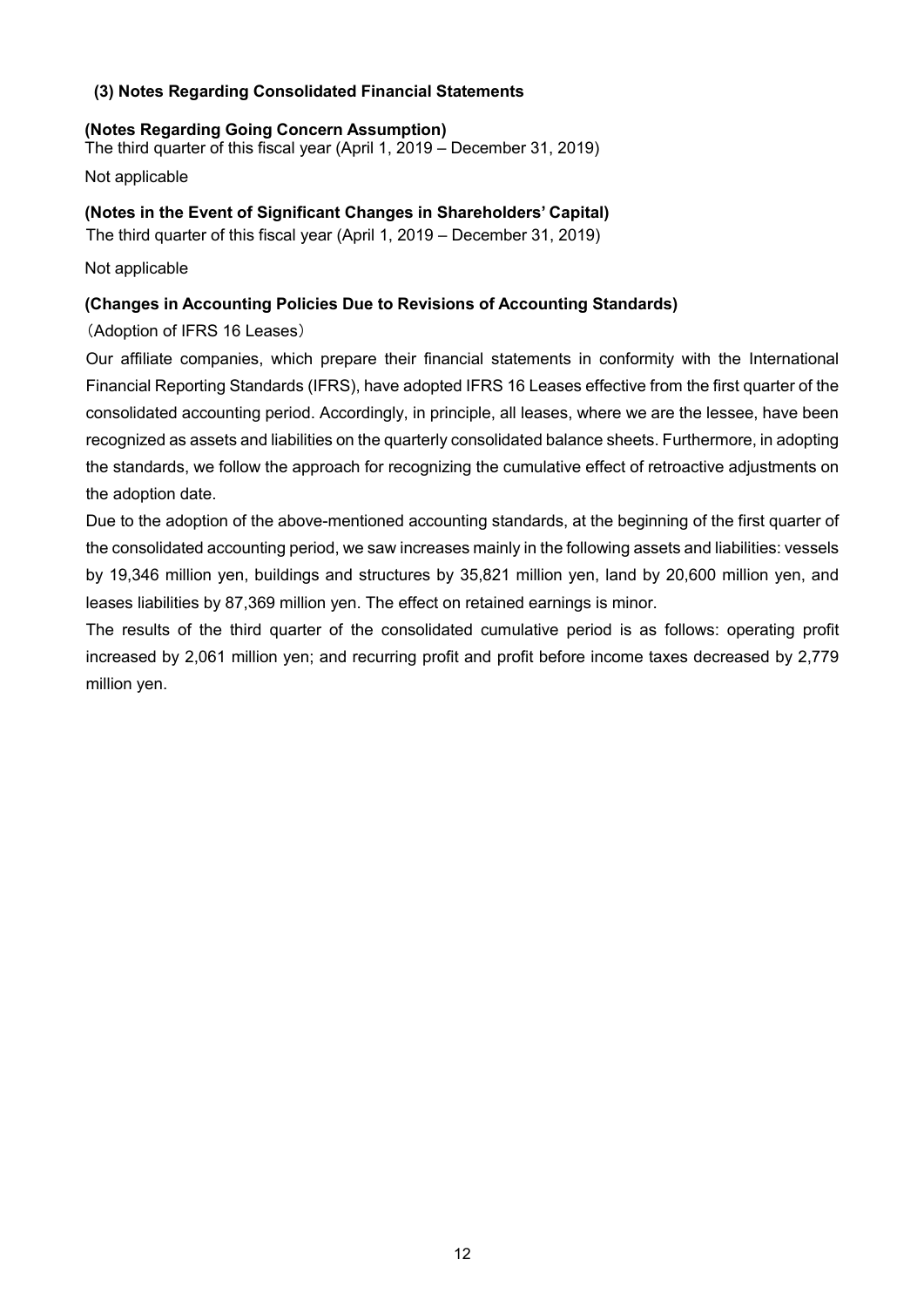## (3) Notes Regarding Consolidated Financial Statements

**(Notes Regarding Going Concern Assumption)**

The third quarter of this fiscal year (April 1, 2019 – December 31, 2019)

Not applicable

**(Notes in the Event of Significant Changes in Shareholders' Capital)**

The third quarter of this fiscal year (April 1, 2019 – December 31, 2019)

Not applicable

**(Changes in Accounting Policies Due to Revisions of Accounting Standards)**

（Adoption of IFRS 16 Leases）

Our affiliate companies, which prepare their financial statements in conformity with the International Financial Reporting Standards (IFRS), have adopted IFRS 16 Leases effective from the first quarter of the consolidated accounting period. Accordingly, in principle, all leases, where we are the lessee, have been recognized as assets and liabilities on the quarterly consolidated balance sheets. Furthermore, in adopting the standards, we follow the approach for recognizing the cumulative effect of retroactive adjustments on the adoption date.

Due to the adoption of the above-mentioned accounting standards, at the beginning of the first quarter of the consolidated accounting period, we saw increases mainly in the following assets and liabilities: vessels by 19,346 million yen, buildings and structures by 35,821 million yen, land by 20,600 million yen, and leases liabilities by 87,369 million yen. The effect on retained earnings is minor.

The results of the third quarter of the consolidated cumulative period is as follows: operating profit increased by 2,061 million yen; and recurring profit and profit before income taxes decreased by 2,779 million yen.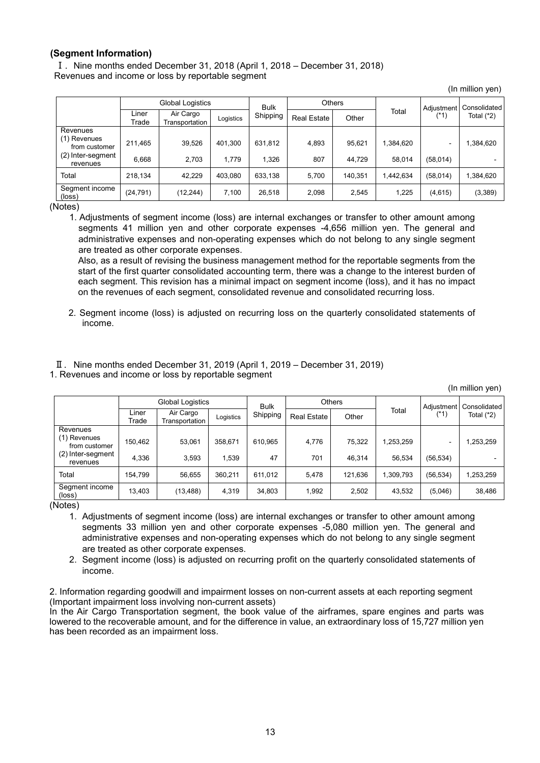## (Segment Information)

Ⅰ. Nine months ended December 31, 2018 (April 1, 2018 – December 31, 2018)
Revenues and income or loss by reportable segment

(In million yen)

| | Global Logistics | | | Bulk Shipping | Others | | Total | Adjustment (*1) | Consolidated Total (*2) |
|---|---|---|---|---|---|---|---|---|---|
| | Liner Trade | Air Cargo Transportation | Logistics | | Real Estate | Other | | | |
| Revenues | | | | | | | | | |
| (1) Revenues from customer | 211,465 | 39,526 | 401,300 | 631,812 | 4,893 | 95,621 | 1,384,620 | - | 1,384,620 |
| (2) Inter-segment revenues | 6,668 | 2,703 | 1,779 | 1,326 | 807 | 44,729 | 58,014 | (58,014) | - |
| Total | 218,134 | 42,229 | 403,080 | 633,138 | 5,700 | 140,351 | 1,442,634 | (58,014) | 1,384,620 |
| Segment income (loss) | (24,791) | (12,244) | 7,100 | 26,518 | 2,098 | 2,545 | 1,225 | (4,615) | (3,389) |

(Notes)

1. Adjustments of segment income (loss) are internal exchanges or transfer to other amount among segments 41 million yen and other corporate expenses -4,656 million yen. The general and administrative expenses and non-operating expenses which do not belong to any single segment are treated as other corporate expenses.
   Also, as a result of revising the business management method for the reportable segments from the start of the first quarter consolidated accounting term, there was a change to the interest burden of each segment. This revision has a minimal impact on segment income (loss), and it has no impact on the revenues of each segment, consolidated revenue and consolidated recurring loss.
2. Segment income (loss) is adjusted on recurring loss on the quarterly consolidated statements of income.

Ⅱ. Nine months ended December 31, 2019 (April 1, 2019 – December 31, 2019)
1. Revenues and income or loss by reportable segment

(In million yen)

| | Global Logistics | | | Bulk Shipping | Others | | Total | Adjustment (*1) | Consolidated Total (*2) |
|---|---|---|---|---|---|---|---|---|---|
| | Liner Trade | Air Cargo Transportation | Logistics | | Real Estate | Other | | | |
| Revenues | | | | | | | | | |
| (1) Revenues from customer | 150,462 | 53,061 | 358,671 | 610,965 | 4,776 | 75,322 | 1,253,259 | - | 1,253,259 |
| (2) Inter-segment revenues | 4,336 | 3,593 | 1,539 | 47 | 701 | 46,314 | 56,534 | (56,534) | - |
| Total | 154,799 | 56,655 | 360,211 | 611,012 | 5,478 | 121,636 | 1,309,793 | (56,534) | 1,253,259 |
| Segment income (loss) | 13,403 | (13,488) | 4,319 | 34,803 | 1,992 | 2,502 | 43,532 | (5,046) | 38,486 |

(Notes)

1. Adjustments of segment income (loss) are internal exchanges or transfer to other amount among segments 33 million yen and other corporate expenses -5,080 million yen. The general and administrative expenses and non-operating expenses which do not belong to any single segment are treated as other corporate expenses.
2. Segment income (loss) is adjusted on recurring profit on the quarterly consolidated statements of income.

2. Information regarding goodwill and impairment losses on non-current assets at each reporting segment
(Important impairment loss involving non-current assets)
In the Air Cargo Transportation segment, the book value of the airframes, spare engines and parts was lowered to the recoverable amount, and for the difference in value, an extraordinary loss of 15,727 million yen has been recorded as an impairment loss.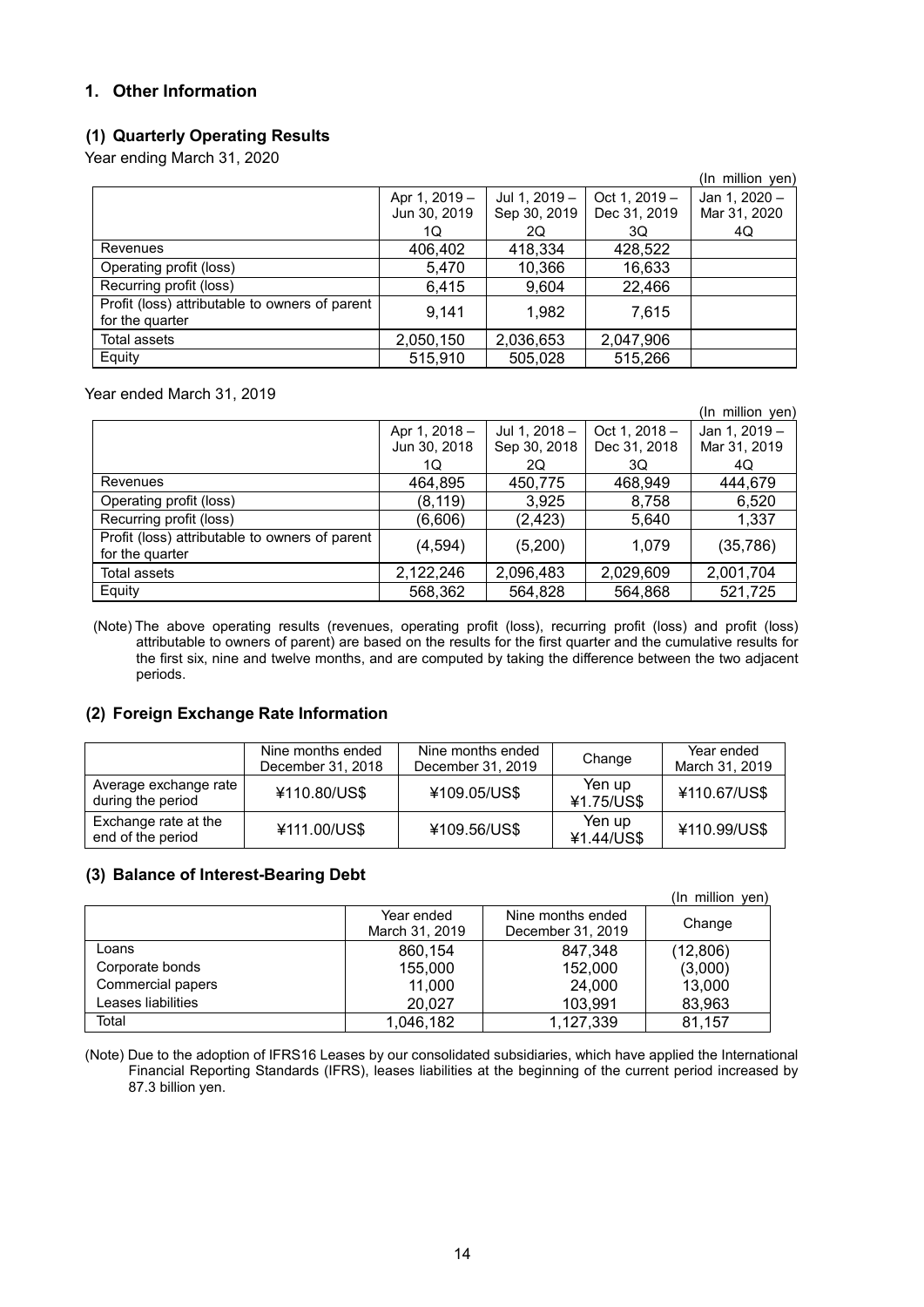## 1. Other Information

### (1) Quarterly Operating Results

Year ending March 31, 2020

(In million yen)

| | Apr 1, 2019 – Jun 30, 2019 1Q | Jul 1, 2019 – Sep 30, 2019 2Q | Oct 1, 2019 – Dec 31, 2019 3Q | Jan 1, 2020 – Mar 31, 2020 4Q |
|---|---|---|---|---|
| Revenues | 406,402 | 418,334 | 428,522 | |
| Operating profit (loss) | 5,470 | 10,366 | 16,633 | |
| Recurring profit (loss) | 6,415 | 9,604 | 22,466 | |
| Profit (loss) attributable to owners of parent for the quarter | 9,141 | 1,982 | 7,615 | |
| Total assets | 2,050,150 | 2,036,653 | 2,047,906 | |
| Equity | 515,910 | 505,028 | 515,266 | |

Year ended March 31, 2019

(In million yen)

| | Apr 1, 2018 – Jun 30, 2018 1Q | Jul 1, 2018 – Sep 30, 2018 2Q | Oct 1, 2018 – Dec 31, 2018 3Q | Jan 1, 2019 – Mar 31, 2019 4Q |
|---|---|---|---|---|
| Revenues | 464,895 | 450,775 | 468,949 | 444,679 |
| Operating profit (loss) | (8,119) | 3,925 | 8,758 | 6,520 |
| Recurring profit (loss) | (6,606) | (2,423) | 5,640 | 1,337 |
| Profit (loss) attributable to owners of parent for the quarter | (4,594) | (5,200) | 1,079 | (35,786) |
| Total assets | 2,122,246 | 2,096,483 | 2,029,609 | 2,001,704 |
| Equity | 568,362 | 564,828 | 564,868 | 521,725 |

(Note) The above operating results (revenues, operating profit (loss), recurring profit (loss) and profit (loss) attributable to owners of parent) are based on the results for the first quarter and the cumulative results for the first six, nine and twelve months, and are computed by taking the difference between the two adjacent periods.

### (2) Foreign Exchange Rate Information

| | Nine months ended December 31, 2018 | Nine months ended December 31, 2019 | Change | Year ended March 31, 2019 |
|---|---|---|---|---|
| Average exchange rate during the period | ¥110.80/US$ | ¥109.05/US$ | Yen up ¥1.75/US$ | ¥110.67/US$ |
| Exchange rate at the end of the period | ¥111.00/US$ | ¥109.56/US$ | Yen up ¥1.44/US$ | ¥110.99/US$ |

### (3) Balance of Interest-Bearing Debt

(In million yen)

| | Year ended March 31, 2019 | Nine months ended December 31, 2019 | Change |
|---|---|---|---|
| Loans | 860,154 | 847,348 | (12,806) |
| Corporate bonds | 155,000 | 152,000 | (3,000) |
| Commercial papers | 11,000 | 24,000 | 13,000 |
| Leases liabilities | 20,027 | 103,991 | 83,963 |
| Total | 1,046,182 | 1,127,339 | 81,157 |

(Note) Due to the adoption of IFRS16 Leases by our consolidated subsidiaries, which have applied the International Financial Reporting Standards (IFRS), leases liabilities at the beginning of the current period increased by 87.3 billion yen.